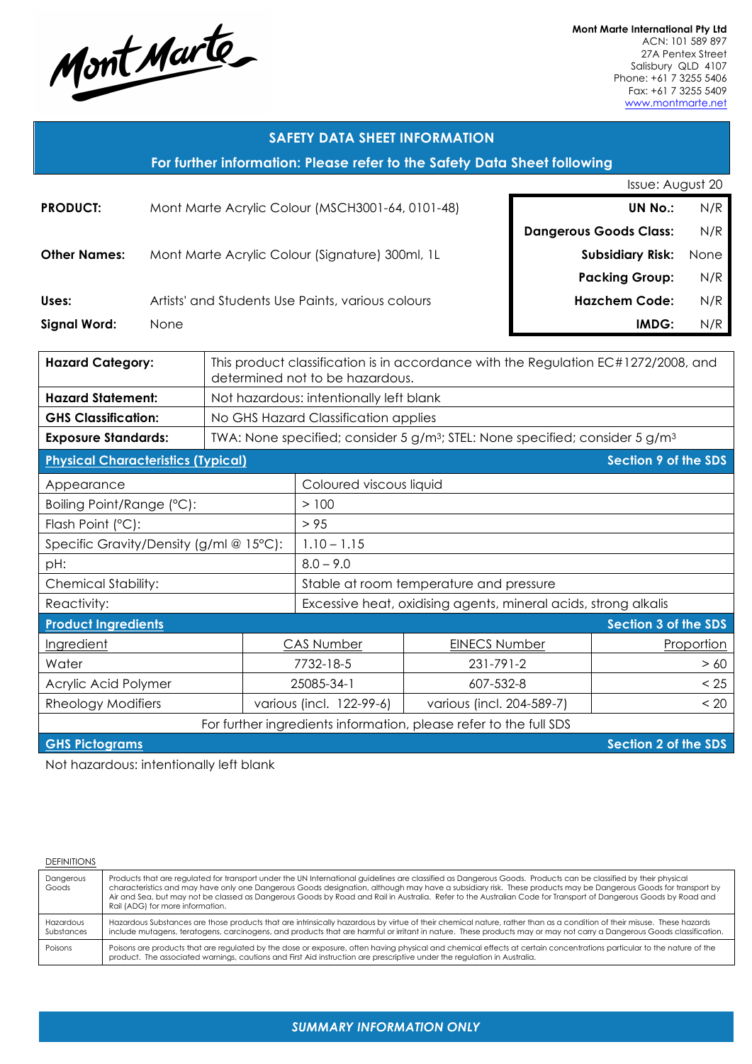Mont Marte

**Mont Marte International Pty Ltd**
ACN: 101 589 897
27A Pentex Street
Salisbury QLD 4107
Phone: +61 7 3255 5406
Fax: +61 7 3255 5409
www.montmarte.net

## SAFETY DATA SHEET INFORMATION

**For further information: Please refer to the Safety Data Sheet following**

Issue: August 20

| | |
|---|---|
| **PRODUCT:** | Mont Marte Acrylic Colour (MSCH3001-64, 0101-48) |
| **Other Names:** | Mont Marte Acrylic Colour (Signature) 300ml, 1L |
| **Uses:** | Artists' and Students Use Paints, various colours |
| **Signal Word:** | None |

| | |
|---|---|
| **UN No.:** | N/R |
| **Dangerous Goods Class:** | N/R |
| **Subsidiary Risk:** | None |
| **Packing Group:** | N/R |
| **Hazchem Code:** | N/R |
| **IMDG:** | N/R |

| | |
|---|---|
| **Hazard Category:** | This product classification is in accordance with the Regulation EC#1272/2008, and determined not to be hazardous. |
| **Hazard Statement:** | Not hazardous: intentionally left blank |
| **GHS Classification:** | No GHS Hazard Classification applies |
| **Exposure Standards:** | TWA: None specified; consider 5 g/m³; STEL: None specified; consider 5 g/m³ |

### Physical Characteristics (Typical) — Section 9 of the SDS

| | |
|---|---|
| Appearance | Coloured viscous liquid |
| Boiling Point/Range (°C): | > 100 |
| Flash Point (°C): | > 95 |
| Specific Gravity/Density (g/ml @ 15°C): | 1.10 – 1.15 |
| pH: | 8.0 – 9.0 |
| Chemical Stability: | Stable at room temperature and pressure |
| Reactivity: | Excessive heat, oxidising agents, mineral acids, strong alkalis |

### Product Ingredients — Section 3 of the SDS

| Ingredient | CAS Number | EINECS Number | Proportion |
|---|---|---|---|
| Water | 7732-18-5 | 231-791-2 | > 60 |
| Acrylic Acid Polymer | 25085-34-1 | 607-532-8 | < 25 |
| Rheology Modifiers | various (incl. 122-99-6) | various (incl. 204-589-7) | < 20 |

For further ingredients information, please refer to the full SDS

### GHS Pictograms — Section 2 of the SDS

Not hazardous: intentionally left blank

DEFINITIONS

| | |
|---|---|
| Dangerous Goods | Products that are regulated for transport under the UN International guidelines are classified as Dangerous Goods. Products can be classified by their physical characteristics and may have only one Dangerous Goods designation, although may have a subsidiary risk. These products may be Dangerous Goods for transport by Air and Sea, but may not be classed as Dangerous Goods by Road and Rail in Australia. Refer to the Australian Code for Transport of Dangerous Goods by Road and Rail (ADG) for more information. |
| Hazardous Substances | Hazardous Substances are those products that are intrinsically hazardous by virtue of their chemical nature, rather than as a condition of their misuse. These hazards include mutagens, teratogens, carcinogens, and products that are harmful or irritant in nature. These products may or may not carry a Dangerous Goods classification. |
| Poisons | Poisons are products that are regulated by the dose or exposure, often having physical and chemical effects at certain concentrations particular to the nature of the product. The associated warnings, cautions and First Aid instruction are prescriptive under the regulation in Australia. |

*SUMMARY INFORMATION ONLY*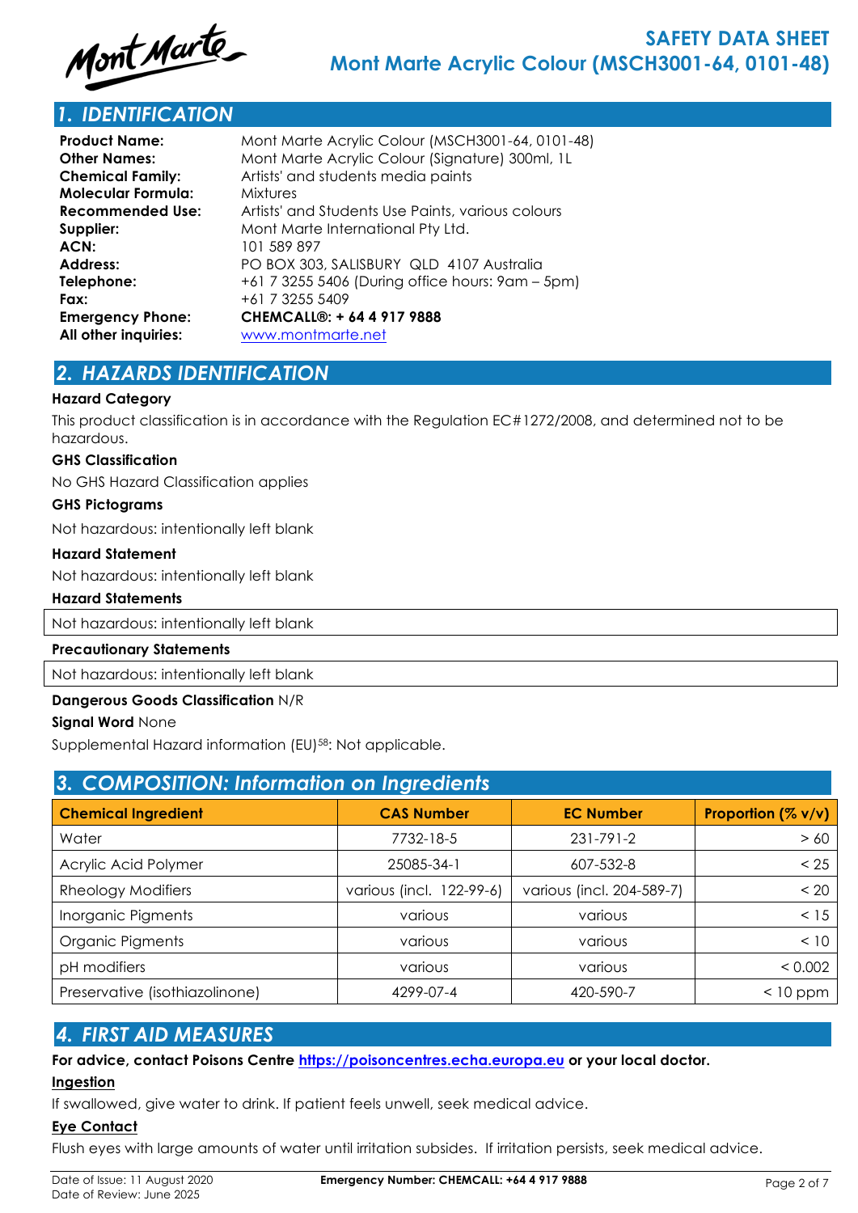## 1. IDENTIFICATION

**Product Name:** Mont Marte Acrylic Colour (MSCH3001-64, 0101-48)
**Other Names:** Mont Marte Acrylic Colour (Signature) 300ml, 1L
**Chemical Family:** Artists' and students media paints
**Molecular Formula:** Mixtures
**Recommended Use:** Artists' and Students Use Paints, various colours
**Supplier:** Mont Marte International Pty Ltd.
**ACN:** 101 589 897
**Address:** PO BOX 303, SALISBURY QLD 4107 Australia
**Telephone:** +61 7 3255 5406 (During office hours: 9am – 5pm)
**Fax:** +61 7 3255 5409
**Emergency Phone:** **CHEMCALL®: + 64 4 917 9888**
**All other inquiries:** www.montmarte.net

## 2. HAZARDS IDENTIFICATION

**Hazard Category**

This product classification is in accordance with the Regulation EC#1272/2008, and determined not to be hazardous.

**GHS Classification**

No GHS Hazard Classification applies

**GHS Pictograms**

Not hazardous: intentionally left blank

**Hazard Statement**

Not hazardous: intentionally left blank

**Hazard Statements**

Not hazardous: intentionally left blank

**Precautionary Statements**

Not hazardous: intentionally left blank

**Dangerous Goods Classification** N/R

**Signal Word** None

Supplemental Hazard information (EU)[58]: Not applicable.

## 3. COMPOSITION: Information on Ingredients

| Chemical Ingredient | CAS Number | EC Number | Proportion (% v/v) |
|---|---|---|---|
| Water | 7732-18-5 | 231-791-2 | > 60 |
| Acrylic Acid Polymer | 25085-34-1 | 607-532-8 | < 25 |
| Rheology Modifiers | various (incl. 122-99-6) | various (incl. 204-589-7) | < 20 |
| Inorganic Pigments | various | various | < 15 |
| Organic Pigments | various | various | < 10 |
| pH modifiers | various | various | < 0.002 |
| Preservative (isothiazolinone) | 4299-07-4 | 420-590-7 | < 10 ppm |

## 4. FIRST AID MEASURES

**For advice, contact Poisons Centre https://poisoncentres.echa.europa.eu or your local doctor.**

**Ingestion**

If swallowed, give water to drink. If patient feels unwell, seek medical advice.

**Eye Contact**

Flush eyes with large amounts of water until irritation subsides. If irritation persists, seek medical advice.

Date of Issue: 11 August 2020
Date of Review: June 2025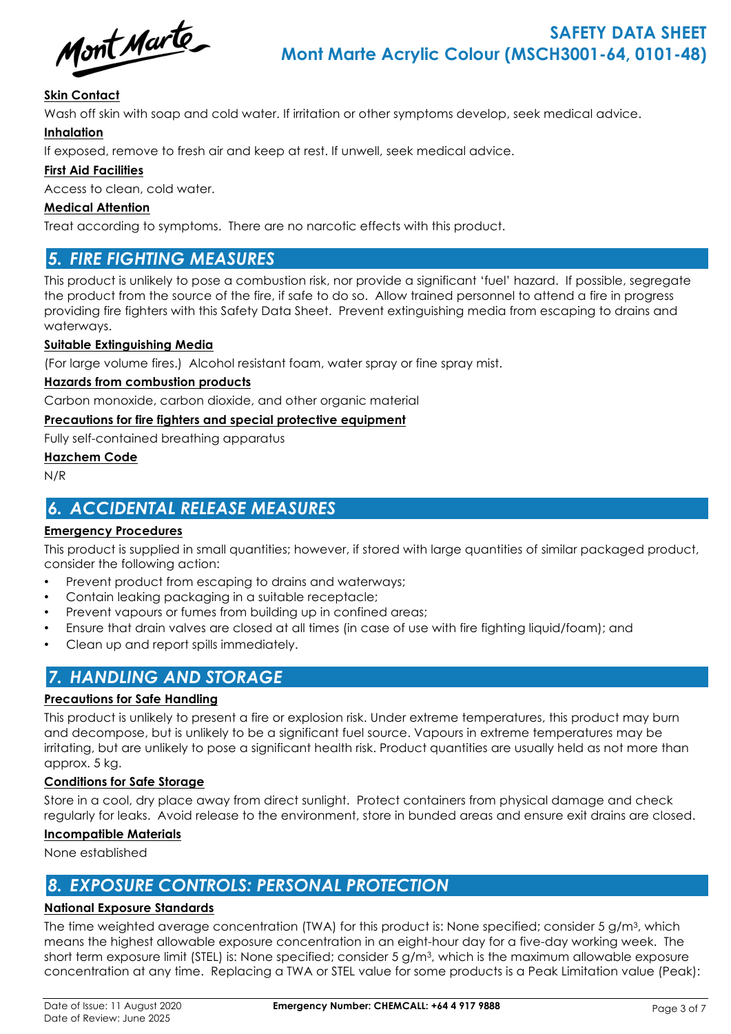**Skin Contact**

Wash off skin with soap and cold water. If irritation or other symptoms develop, seek medical advice.

**Inhalation**

If exposed, remove to fresh air and keep at rest. If unwell, seek medical advice.

**First Aid Facilities**

Access to clean, cold water.

**Medical Attention**

Treat according to symptoms. There are no narcotic effects with this product.

## 5. FIRE FIGHTING MEASURES

This product is unlikely to pose a combustion risk, nor provide a significant 'fuel' hazard. If possible, segregate the product from the source of the fire, if safe to do so. Allow trained personnel to attend a fire in progress providing fire fighters with this Safety Data Sheet. Prevent extinguishing media from escaping to drains and waterways.

**Suitable Extinguishing Media**

(For large volume fires.) Alcohol resistant foam, water spray or fine spray mist.

**Hazards from combustion products**

Carbon monoxide, carbon dioxide, and other organic material

**Precautions for fire fighters and special protective equipment**

Fully self-contained breathing apparatus

**Hazchem Code**

N/R

## 6. ACCIDENTAL RELEASE MEASURES

**Emergency Procedures**

This product is supplied in small quantities; however, if stored with large quantities of similar packaged product, consider the following action:

- Prevent product from escaping to drains and waterways;
- Contain leaking packaging in a suitable receptacle;
- Prevent vapours or fumes from building up in confined areas;
- Ensure that drain valves are closed at all times (in case of use with fire fighting liquid/foam); and
- Clean up and report spills immediately.

## 7. HANDLING AND STORAGE

**Precautions for Safe Handling**

This product is unlikely to present a fire or explosion risk. Under extreme temperatures, this product may burn and decompose, but is unlikely to be a significant fuel source. Vapours in extreme temperatures may be irritating, but are unlikely to pose a significant health risk. Product quantities are usually held as not more than approx. 5 kg.

**Conditions for Safe Storage**

Store in a cool, dry place away from direct sunlight. Protect containers from physical damage and check regularly for leaks. Avoid release to the environment, store in bunded areas and ensure exit drains are closed.

**Incompatible Materials**

None established

## 8. EXPOSURE CONTROLS: PERSONAL PROTECTION

**National Exposure Standards**

The time weighted average concentration (TWA) for this product is: None specified; consider 5 $g/m^3$, which means the highest allowable exposure concentration in an eight-hour day for a five-day working week. The short term exposure limit (STEL) is: None specified; consider 5 $g/m^3$, which is the maximum allowable exposure concentration at any time. Replacing a TWA or STEL value for some products is a Peak Limitation value (Peak):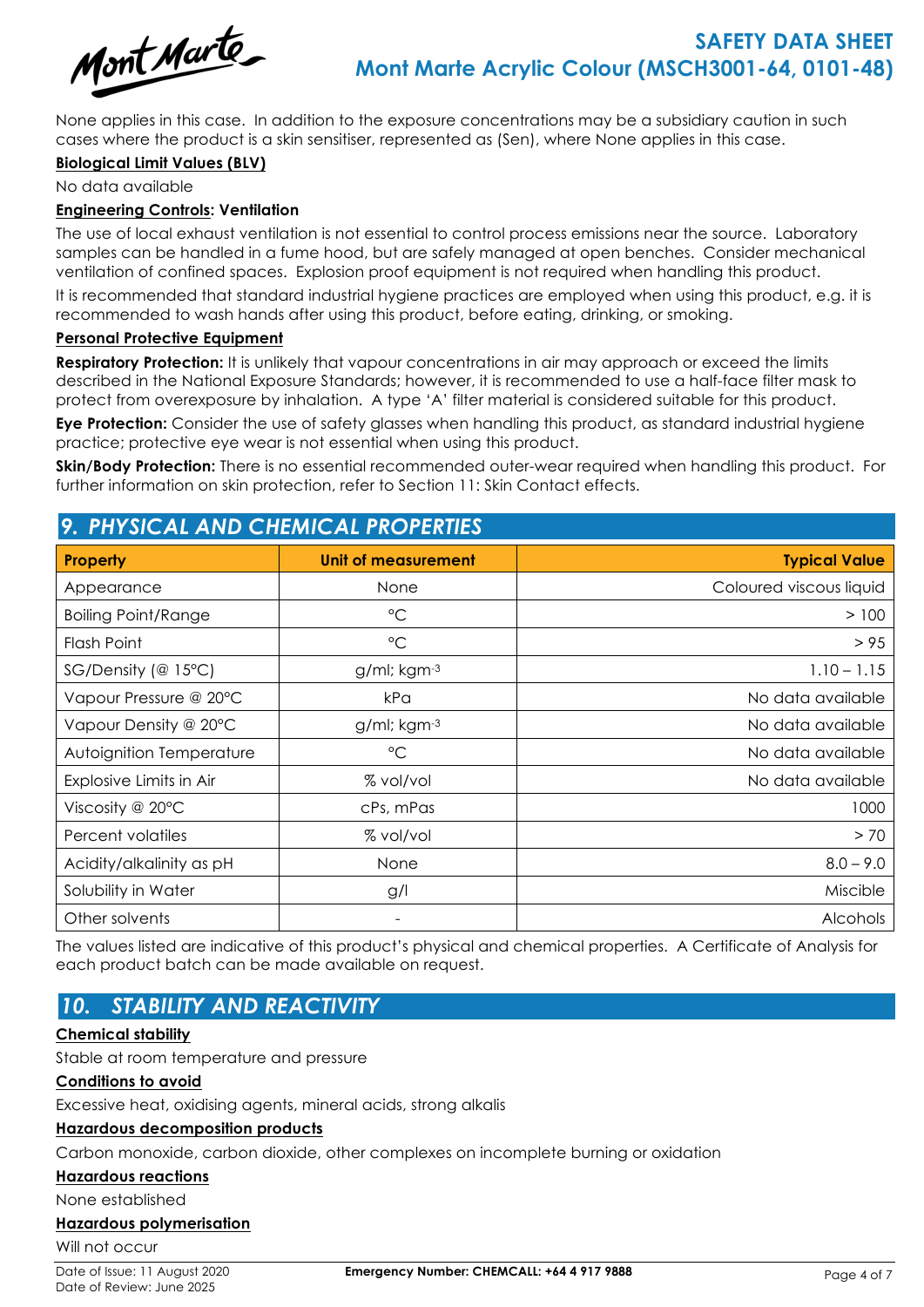None applies in this case. In addition to the exposure concentrations may be a subsidiary caution in such cases where the product is a skin sensitiser, represented as (Sen), where None applies in this case.

**Biological Limit Values (BLV)**

No data available

**Engineering Controls: Ventilation**

The use of local exhaust ventilation is not essential to control process emissions near the source. Laboratory samples can be handled in a fume hood, but are safely managed at open benches. Consider mechanical ventilation of confined spaces. Explosion proof equipment is not required when handling this product.

It is recommended that standard industrial hygiene practices are employed when using this product, e.g. it is recommended to wash hands after using this product, before eating, drinking, or smoking.

**Personal Protective Equipment**

**Respiratory Protection:** It is unlikely that vapour concentrations in air may approach or exceed the limits described in the National Exposure Standards; however, it is recommended to use a half-face filter mask to protect from overexposure by inhalation. A type 'A' filter material is considered suitable for this product.

**Eye Protection:** Consider the use of safety glasses when handling this product, as standard industrial hygiene practice; protective eye wear is not essential when using this product.

**Skin/Body Protection:** There is no essential recommended outer-wear required when handling this product. For further information on skin protection, refer to Section 11: Skin Contact effects.

## 9. PHYSICAL AND CHEMICAL PROPERTIES

| Property | Unit of measurement | Typical Value |
|---|---|---|
| Appearance | None | Coloured viscous liquid |
| Boiling Point/Range | °C | > 100 |
| Flash Point | °C | > 95 |
| SG/Density (@ 15°C) | g/ml; kgm$^{-3}$ | 1.10 – 1.15 |
| Vapour Pressure @ 20°C | kPa | No data available |
| Vapour Density @ 20°C | g/ml; kgm$^{-3}$ | No data available |
| Autoignition Temperature | °C | No data available |
| Explosive Limits in Air | % vol/vol | No data available |
| Viscosity @ 20°C | cPs, mPas | 1000 |
| Percent volatiles | % vol/vol | > 70 |
| Acidity/alkalinity as pH | None | 8.0 – 9.0 |
| Solubility in Water | g/l | Miscible |
| Other solvents | - | Alcohols |

The values listed are indicative of this product's physical and chemical properties. A Certificate of Analysis for each product batch can be made available on request.

## 10. STABILITY AND REACTIVITY

**Chemical stability**

Stable at room temperature and pressure

**Conditions to avoid**

Excessive heat, oxidising agents, mineral acids, strong alkalis

**Hazardous decomposition products**

Carbon monoxide, carbon dioxide, other complexes on incomplete burning or oxidation

**Hazardous reactions**

None established

**Hazardous polymerisation**

Will not occur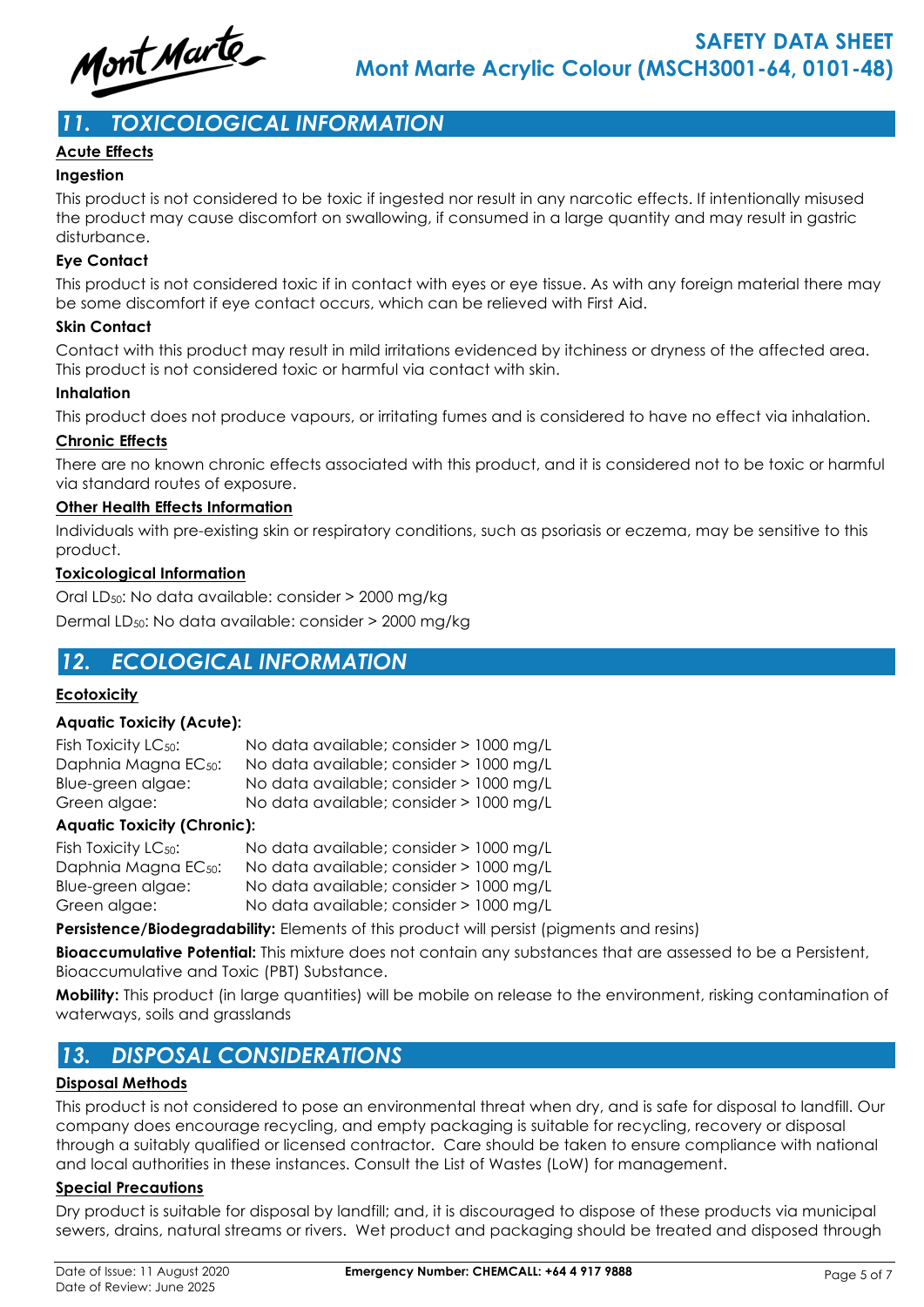## 11. TOXICOLOGICAL INFORMATION

**Acute Effects**

**Ingestion**

This product is not considered to be toxic if ingested nor result in any narcotic effects. If intentionally misused the product may cause discomfort on swallowing, if consumed in a large quantity and may result in gastric disturbance.

**Eye Contact**

This product is not considered toxic if in contact with eyes or eye tissue. As with any foreign material there may be some discomfort if eye contact occurs, which can be relieved with First Aid.

**Skin Contact**

Contact with this product may result in mild irritations evidenced by itchiness or dryness of the affected area. This product is not considered toxic or harmful via contact with skin.

**Inhalation**

This product does not produce vapours, or irritating fumes and is considered to have no effect via inhalation.

**Chronic Effects**

There are no known chronic effects associated with this product, and it is considered not to be toxic or harmful via standard routes of exposure.

**Other Health Effects Information**

Individuals with pre-existing skin or respiratory conditions, such as psoriasis or eczema, may be sensitive to this product.

**Toxicological Information**

Oral $LD_{50}$: No data available: consider > 2000 mg/kg

Dermal $LD_{50}$: No data available: consider > 2000 mg/kg

## 12. ECOLOGICAL INFORMATION

**Ecotoxicity**

**Aquatic Toxicity (Acute):**

| | |
|---|---|
| Fish Toxicity $LC_{50}$: | No data available; consider > 1000 mg/L |
| Daphnia Magna $EC_{50}$: | No data available; consider > 1000 mg/L |
| Blue-green algae: | No data available; consider > 1000 mg/L |
| Green algae: | No data available; consider > 1000 mg/L |

**Aquatic Toxicity (Chronic):**

| | |
|---|---|
| Fish Toxicity $LC_{50}$: | No data available; consider > 1000 mg/L |
| Daphnia Magna $EC_{50}$: | No data available; consider > 1000 mg/L |
| Blue-green algae: | No data available; consider > 1000 mg/L |
| Green algae: | No data available; consider > 1000 mg/L |

**Persistence/Biodegradability:** Elements of this product will persist (pigments and resins)

**Bioaccumulative Potential:** This mixture does not contain any substances that are assessed to be a Persistent, Bioaccumulative and Toxic (PBT) Substance.

**Mobility:** This product (in large quantities) will be mobile on release to the environment, risking contamination of waterways, soils and grasslands

## 13. DISPOSAL CONSIDERATIONS

**Disposal Methods**

This product is not considered to pose an environmental threat when dry, and is safe for disposal to landfill. Our company does encourage recycling, and empty packaging is suitable for recycling, recovery or disposal through a suitably qualified or licensed contractor. Care should be taken to ensure compliance with national and local authorities in these instances. Consult the List of Wastes (LoW) for management.

**Special Precautions**

Dry product is suitable for disposal by landfill; and, it is discouraged to dispose of these products via municipal sewers, drains, natural streams or rivers. Wet product and packaging should be treated and disposed through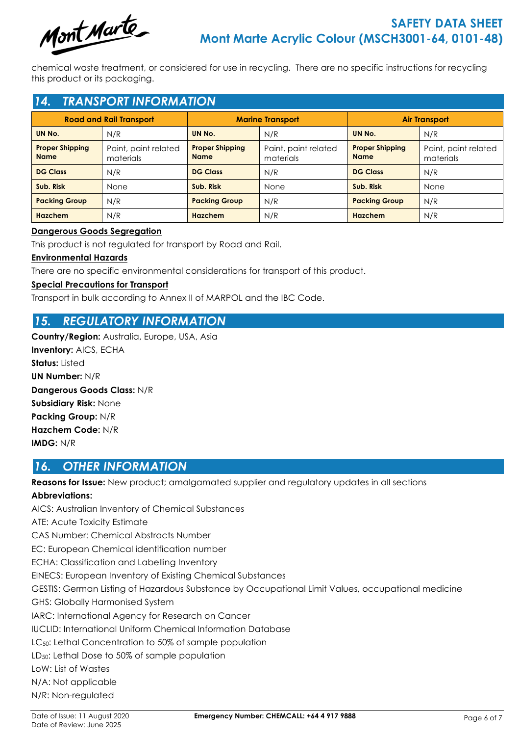chemical waste treatment, or considered for use in recycling. There are no specific instructions for recycling this product or its packaging.

## 14. TRANSPORT INFORMATION

| Road and Rail Transport | | Marine Transport | | Air Transport | |
|---|---|---|---|---|---|
| **UN No.** | N/R | **UN No.** | N/R | **UN No.** | N/R |
| **Proper Shipping Name** | Paint, paint related materials | **Proper Shipping Name** | Paint, paint related materials | **Proper Shipping Name** | Paint, paint related materials |
| **DG Class** | N/R | **DG Class** | N/R | **DG Class** | N/R |
| **Sub. Risk** | None | **Sub. Risk** | None | **Sub. Risk** | None |
| **Packing Group** | N/R | **Packing Group** | N/R | **Packing Group** | N/R |
| **Hazchem** | N/R | **Hazchem** | N/R | **Hazchem** | N/R |

**Dangerous Goods Segregation**

This product is not regulated for transport by Road and Rail.

**Environmental Hazards**

There are no specific environmental considerations for transport of this product.

**Special Precautions for Transport**

Transport in bulk according to Annex II of MARPOL and the IBC Code.

## 15. REGULATORY INFORMATION

**Country/Region:** Australia, Europe, USA, Asia
**Inventory:** AICS, ECHA
**Status:** Listed
**UN Number:** N/R
**Dangerous Goods Class:** N/R
**Subsidiary Risk:** None
**Packing Group:** N/R
**Hazchem Code:** N/R
**IMDG:** N/R

## 16. OTHER INFORMATION

**Reasons for Issue:** New product; amalgamated supplier and regulatory updates in all sections

**Abbreviations:**

AICS: Australian Inventory of Chemical Substances
ATE: Acute Toxicity Estimate
CAS Number: Chemical Abstracts Number
EC: European Chemical identification number
ECHA: Classification and Labelling Inventory
EINECS: European Inventory of Existing Chemical Substances
GESTIS: German Listing of Hazardous Substance by Occupational Limit Values, occupational medicine
GHS: Globally Harmonised System
IARC: International Agency for Research on Cancer
IUCLID: International Uniform Chemical Information Database
$LC_{50}$: Lethal Concentration to 50% of sample population
$LD_{50}$: Lethal Dose to 50% of sample population
LoW: List of Wastes
N/A: Not applicable
N/R: Non-regulated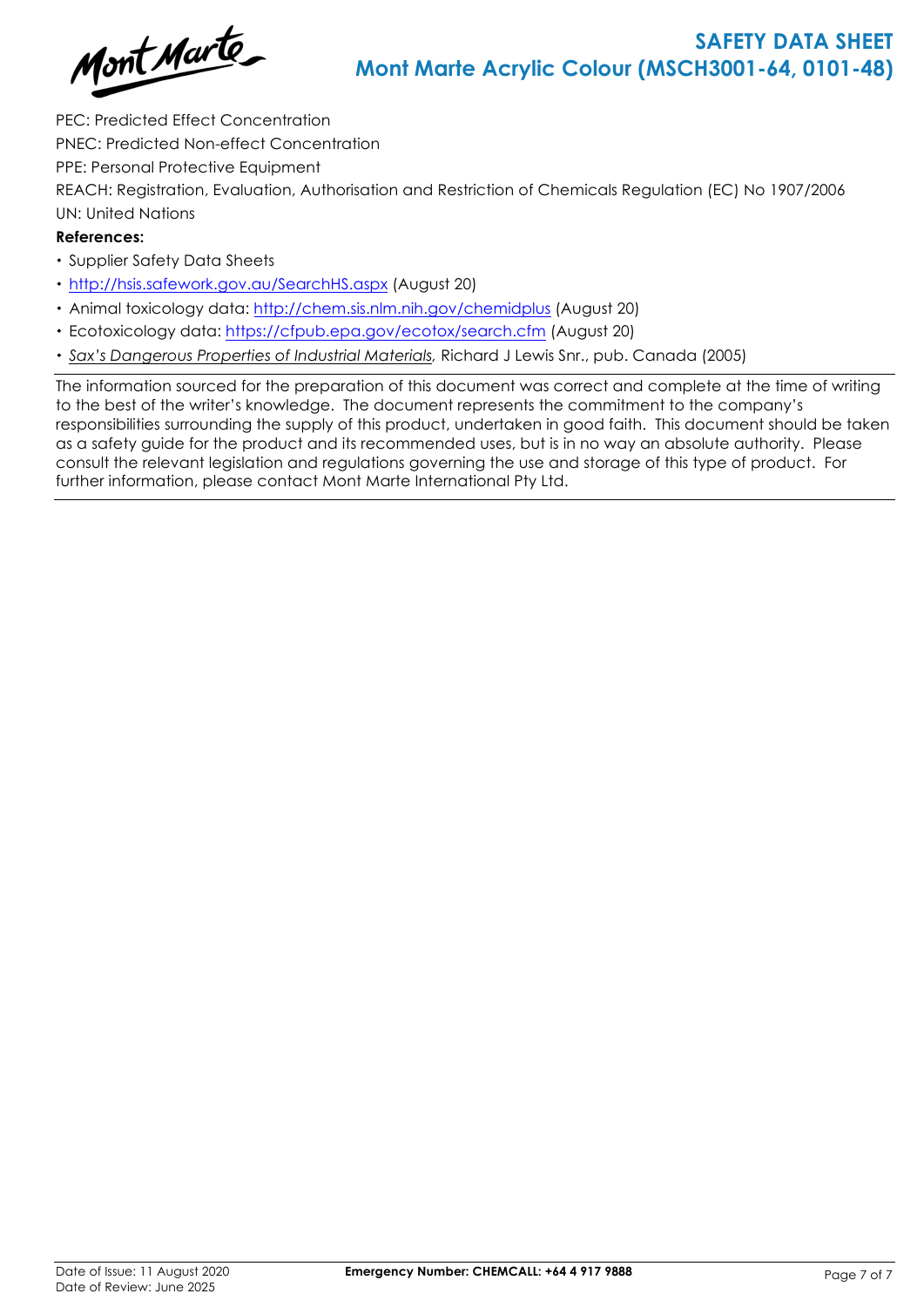PEC: Predicted Effect Concentration

PNEC: Predicted Non-effect Concentration

PPE: Personal Protective Equipment

REACH: Registration, Evaluation, Authorisation and Restriction of Chemicals Regulation (EC) No 1907/2006

UN: United Nations

**References:**

- Supplier Safety Data Sheets
- http://hsis.safework.gov.au/SearchHS.aspx (August 20)
- Animal toxicology data: http://chem.sis.nlm.nih.gov/chemidplus (August 20)
- Ecotoxicology data: https://cfpub.epa.gov/ecotox/search.cfm (August 20)
- *Sax's Dangerous Properties of Industrial Materials*, Richard J Lewis Snr., pub. Canada (2005)

---

The information sourced for the preparation of this document was correct and complete at the time of writing to the best of the writer's knowledge. The document represents the commitment to the company's responsibilities surrounding the supply of this product, undertaken in good faith. This document should be taken as a safety guide for the product and its recommended uses, but is in no way an absolute authority. Please consult the relevant legislation and regulations governing the use and storage of this type of product. For further information, please contact Mont Marte International Pty Ltd.

---